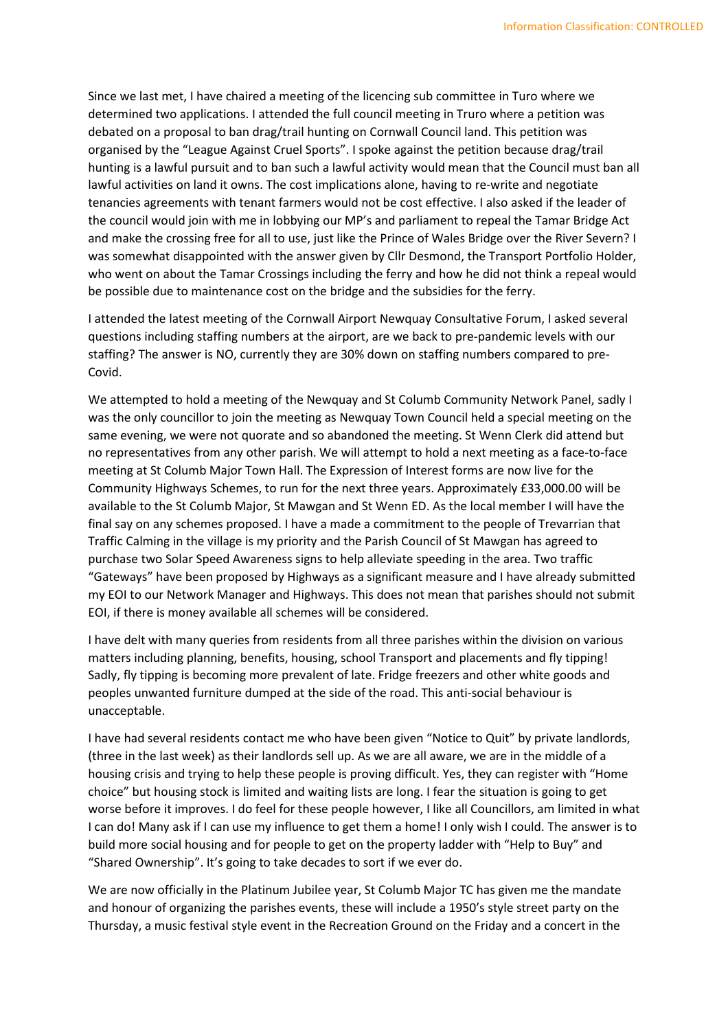Since we last met, I have chaired a meeting of the licencing sub committee in Turo where we determined two applications. I attended the full council meeting in Truro where a petition was debated on a proposal to ban drag/trail hunting on Cornwall Council land. This petition was organised by the "League Against Cruel Sports". I spoke against the petition because drag/trail hunting is a lawful pursuit and to ban such a lawful activity would mean that the Council must ban all lawful activities on land it owns. The cost implications alone, having to re-write and negotiate tenancies agreements with tenant farmers would not be cost effective. I also asked if the leader of the council would join with me in lobbying our MP's and parliament to repeal the Tamar Bridge Act and make the crossing free for all to use, just like the Prince of Wales Bridge over the River Severn? I was somewhat disappointed with the answer given by Cllr Desmond, the Transport Portfolio Holder, who went on about the Tamar Crossings including the ferry and how he did not think a repeal would be possible due to maintenance cost on the bridge and the subsidies for the ferry.

I attended the latest meeting of the Cornwall Airport Newquay Consultative Forum, I asked several questions including staffing numbers at the airport, are we back to pre-pandemic levels with our staffing? The answer is NO, currently they are 30% down on staffing numbers compared to pre-Covid.

We attempted to hold a meeting of the Newquay and St Columb Community Network Panel, sadly I was the only councillor to join the meeting as Newquay Town Council held a special meeting on the same evening, we were not quorate and so abandoned the meeting. St Wenn Clerk did attend but no representatives from any other parish. We will attempt to hold a next meeting as a face-to-face meeting at St Columb Major Town Hall. The Expression of Interest forms are now live for the Community Highways Schemes, to run for the next three years. Approximately £33,000.00 will be available to the St Columb Major, St Mawgan and St Wenn ED. As the local member I will have the final say on any schemes proposed. I have a made a commitment to the people of Trevarrian that Traffic Calming in the village is my priority and the Parish Council of St Mawgan has agreed to purchase two Solar Speed Awareness signs to help alleviate speeding in the area. Two traffic "Gateways" have been proposed by Highways as a significant measure and I have already submitted my EOI to our Network Manager and Highways. This does not mean that parishes should not submit EOI, if there is money available all schemes will be considered.

I have delt with many queries from residents from all three parishes within the division on various matters including planning, benefits, housing, school Transport and placements and fly tipping! Sadly, fly tipping is becoming more prevalent of late. Fridge freezers and other white goods and peoples unwanted furniture dumped at the side of the road. This anti-social behaviour is unacceptable.

I have had several residents contact me who have been given "Notice to Quit" by private landlords, (three in the last week) as their landlords sell up. As we are all aware, we are in the middle of a housing crisis and trying to help these people is proving difficult. Yes, they can register with "Home choice" but housing stock is limited and waiting lists are long. I fear the situation is going to get worse before it improves. I do feel for these people however, I like all Councillors, am limited in what I can do! Many ask if I can use my influence to get them a home! I only wish I could. The answer is to build more social housing and for people to get on the property ladder with "Help to Buy" and "Shared Ownership". It's going to take decades to sort if we ever do.

We are now officially in the Platinum Jubilee year, St Columb Major TC has given me the mandate and honour of organizing the parishes events, these will include a 1950's style street party on the Thursday, a music festival style event in the Recreation Ground on the Friday and a concert in the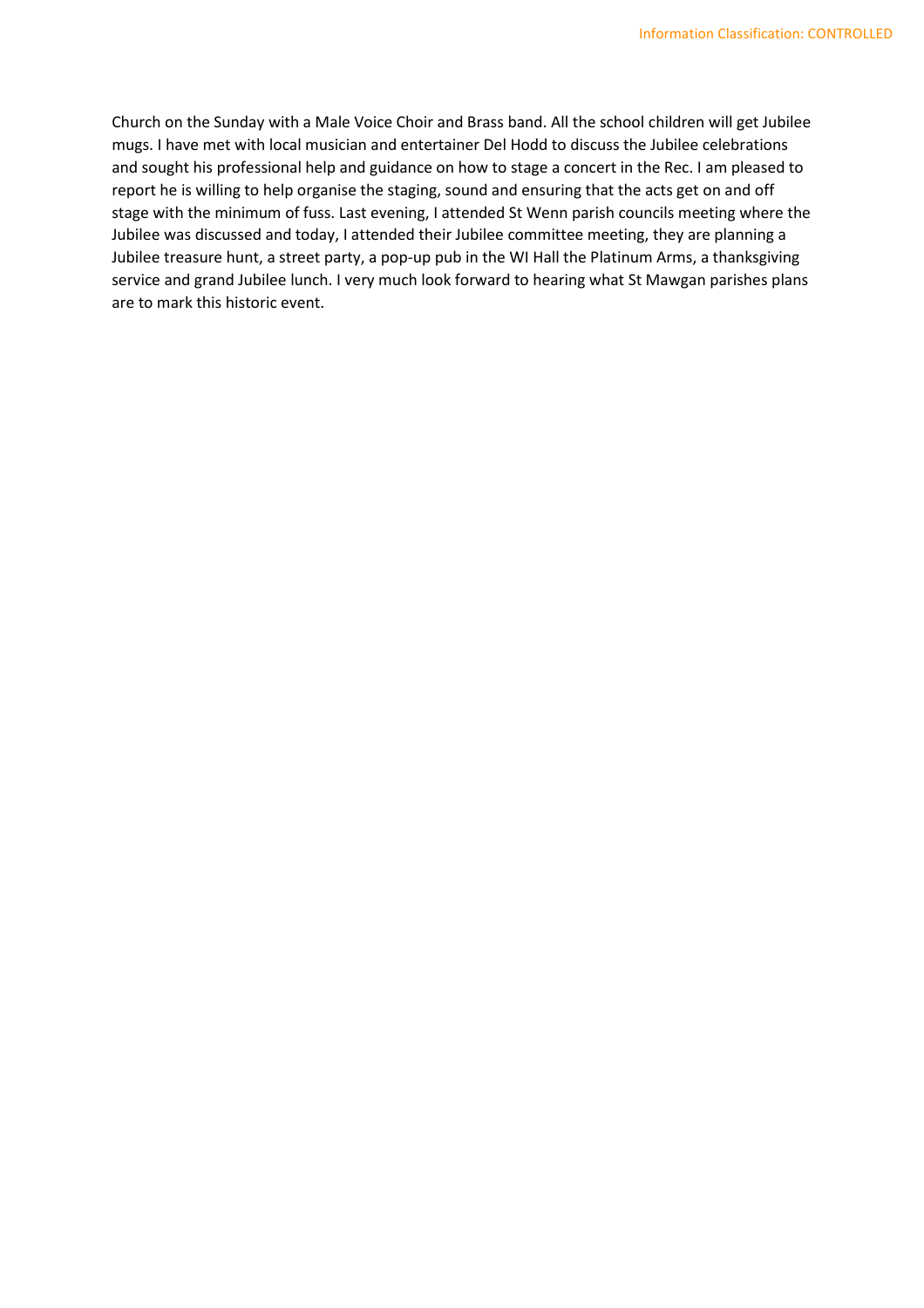Church on the Sunday with a Male Voice Choir and Brass band. All the school children will get Jubilee mugs. I have met with local musician and entertainer Del Hodd to discuss the Jubilee celebrations and sought his professional help and guidance on how to stage a concert in the Rec. I am pleased to report he is willing to help organise the staging, sound and ensuring that the acts get on and off stage with the minimum of fuss. Last evening, I attended St Wenn parish councils meeting where the Jubilee was discussed and today, I attended their Jubilee committee meeting, they are planning a Jubilee treasure hunt, a street party, a pop-up pub in the WI Hall the Platinum Arms, a thanksgiving service and grand Jubilee lunch. I very much look forward to hearing what St Mawgan parishes plans are to mark this historic event.